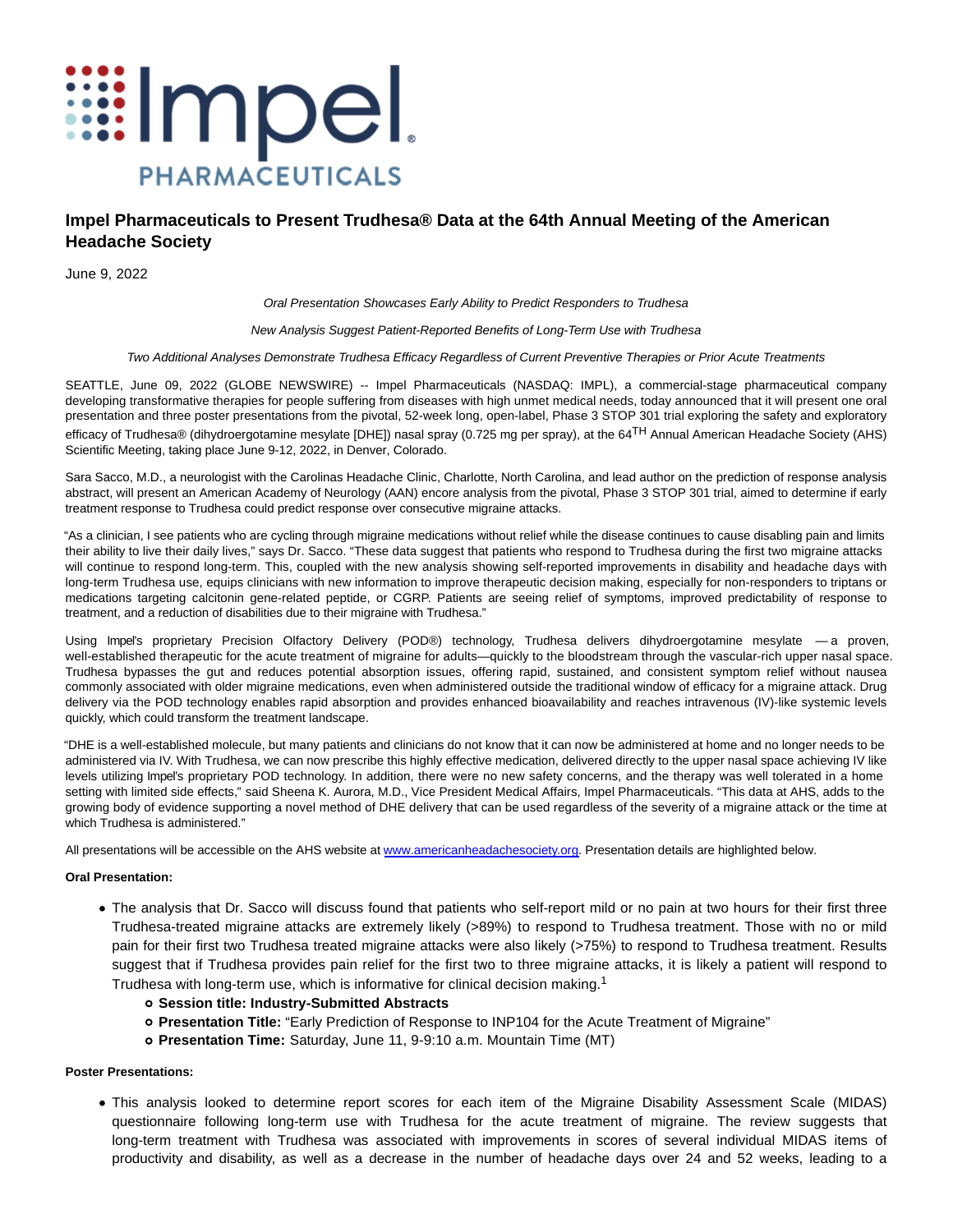# Impel Pharmaceuticals to Present Trudhesa® Data at the 64th Annual Meeting of the American Headache Society

June 9, 2022

*Oral Presentation Showcases Early Ability to Predict Responders to Trudhesa*

*New Analysis Suggest Patient-Reported Benefits of Long-Term Use with Trudhesa*

*Two Additional Analyses Demonstrate Trudhesa Efficacy Regardless of Current Preventive Therapies or Prior Acute Treatments*

SEATTLE, June 09, 2022 (GLOBE NEWSWIRE) -- Impel Pharmaceuticals (NASDAQ: IMPL), a commercial-stage pharmaceutical company developing transformative therapies for people suffering from diseases with high unmet medical needs, today announced that it will present one oral presentation and three poster presentations from the pivotal, 52-week long, open-label, Phase 3 STOP 301 trial exploring the safety and exploratory efficacy of Trudhesa® (dihydroergotamine mesylate [DHE]) nasal spray (0.725 mg per spray), at the 64TH Annual American Headache Society (AHS) Scientific Meeting, taking place June 9-12, 2022, in Denver, Colorado.

Sara Sacco, M.D., a neurologist with the Carolinas Headache Clinic, Charlotte, North Carolina, and lead author on the prediction of response analysis abstract, will present an American Academy of Neurology (AAN) encore analysis from the pivotal, Phase 3 STOP 301 trial, aimed to determine if early treatment response to Trudhesa could predict response over consecutive migraine attacks.

"As a clinician, I see patients who are cycling through migraine medications without relief while the disease continues to cause disabling pain and limits their ability to live their daily lives," says Dr. Sacco. "These data suggest that patients who respond to Trudhesa during the first two migraine attacks will continue to respond long-term. This, coupled with the new analysis showing self-reported improvements in disability and headache days with long-term Trudhesa use, equips clinicians with new information to improve therapeutic decision making, especially for non-responders to triptans or medications targeting calcitonin gene-related peptide, or CGRP. Patients are seeing relief of symptoms, improved predictability of response to treatment, and a reduction of disabilities due to their migraine with Trudhesa."

Using Impel's proprietary Precision Olfactory Delivery (POD®) technology, Trudhesa delivers dihydroergotamine mesylate — a proven, well-established therapeutic for the acute treatment of migraine for adults—quickly to the bloodstream through the vascular-rich upper nasal space. Trudhesa bypasses the gut and reduces potential absorption issues, offering rapid, sustained, and consistent symptom relief without nausea commonly associated with older migraine medications, even when administered outside the traditional window of efficacy for a migraine attack. Drug delivery via the POD technology enables rapid absorption and provides enhanced bioavailability and reaches intravenous (IV)-like systemic levels quickly, which could transform the treatment landscape.

"DHE is a well-established molecule, but many patients and clinicians do not know that it can now be administered at home and no longer needs to be administered via IV. With Trudhesa, we can now prescribe this highly effective medication, delivered directly to the upper nasal space achieving IV like levels utilizing Impel's proprietary POD technology. In addition, there were no new safety concerns, and the therapy was well tolerated in a home setting with limited side effects," said Sheena K. Aurora, M.D., Vice President Medical Affairs, Impel Pharmaceuticals. "This data at AHS, adds to the growing body of evidence supporting a novel method of DHE delivery that can be used regardless of the severity of a migraine attack or the time at which Trudhesa is administered."

All presentations will be accessible on the AHS website at www.americanheadachesociety.org. Presentation details are highlighted below.

**Oral Presentation:**

- The analysis that Dr. Sacco will discuss found that patients who self-report mild or no pain at two hours for their first three Trudhesa-treated migraine attacks are extremely likely (>89%) to respond to Trudhesa treatment. Those with no or mild pain for their first two Trudhesa treated migraine attacks were also likely (>75%) to respond to Trudhesa treatment. Results suggest that if Trudhesa provides pain relief for the first two to three migraine attacks, it is likely a patient will respond to Trudhesa with long-term use, which is informative for clinical decision making.[1]
  - **Session title: Industry-Submitted Abstracts**
  - **Presentation Title:** "Early Prediction of Response to INP104 for the Acute Treatment of Migraine"
  - **Presentation Time:** Saturday, June 11, 9-9:10 a.m. Mountain Time (MT)

**Poster Presentations:**

- This analysis looked to determine report scores for each item of the Migraine Disability Assessment Scale (MIDAS) questionnaire following long-term use with Trudhesa for the acute treatment of migraine. The review suggests that long-term treatment with Trudhesa was associated with improvements in scores of several individual MIDAS items of productivity and disability, as well as a decrease in the number of headache days over 24 and 52 weeks, leading to a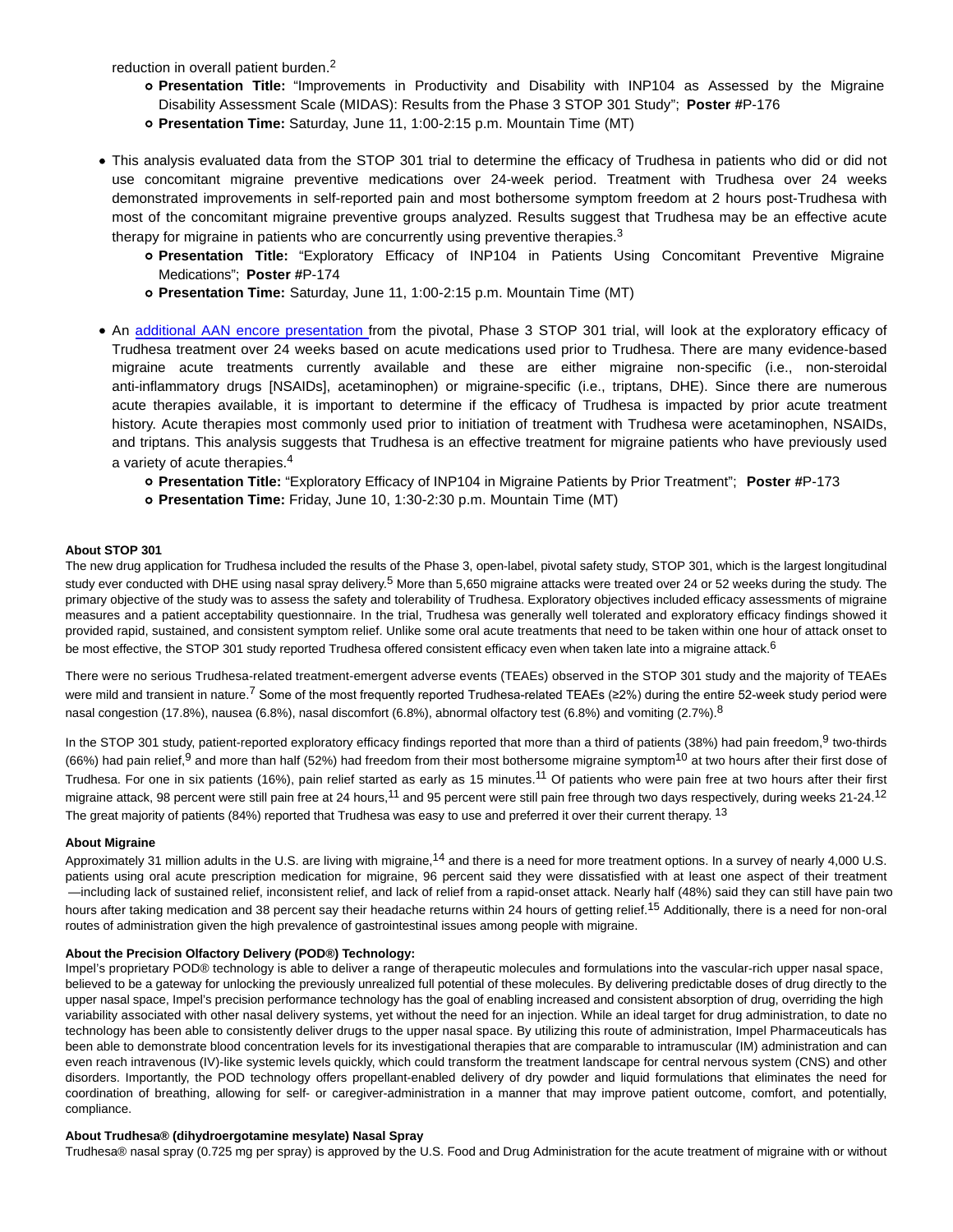reduction in overall patient burden.[2]

    - **Presentation Title:** "Improvements in Productivity and Disability with INP104 as Assessed by the Migraine Disability Assessment Scale (MIDAS): Results from the Phase 3 STOP 301 Study"; **Poster** #P-176
    - **Presentation Time:** Saturday, June 11, 1:00-2:15 p.m. Mountain Time (MT)

- This analysis evaluated data from the STOP 301 trial to determine the efficacy of Trudhesa in patients who did or did not use concomitant migraine preventive medications over 24-week period. Treatment with Trudhesa over 24 weeks demonstrated improvements in self-reported pain and most bothersome symptom freedom at 2 hours post-Trudhesa with most of the concomitant migraine preventive groups analyzed. Results suggest that Trudhesa may be an effective acute therapy for migraine in patients who are concurrently using preventive therapies.[3]
    - **Presentation Title:** "Exploratory Efficacy of INP104 in Patients Using Concomitant Preventive Migraine Medications"; **Poster** #P-174
    - **Presentation Time:** Saturday, June 11, 1:00-2:15 p.m. Mountain Time (MT)

- An additional AAN encore presentation from the pivotal, Phase 3 STOP 301 trial, will look at the exploratory efficacy of Trudhesa treatment over 24 weeks based on acute medications used prior to Trudhesa. There are many evidence-based migraine acute treatments currently available and these are either migraine non-specific (i.e., non-steroidal anti-inflammatory drugs [NSAIDs], acetaminophen) or migraine-specific (i.e., triptans, DHE). Since there are numerous acute therapies available, it is important to determine if the efficacy of Trudhesa is impacted by prior acute treatment history. Acute therapies most commonly used prior to initiation of treatment with Trudhesa were acetaminophen, NSAIDs, and triptans. This analysis suggests that Trudhesa is an effective treatment for migraine patients who have previously used a variety of acute therapies.[4]
    - **Presentation Title:** "Exploratory Efficacy of INP104 in Migraine Patients by Prior Treatment"; **Poster** #P-173
    - **Presentation Time:** Friday, June 10, 1:30-2:30 p.m. Mountain Time (MT)

**About STOP 301**

The new drug application for Trudhesa included the results of the Phase 3, open-label, pivotal safety study, STOP 301, which is the largest longitudinal study ever conducted with DHE using nasal spray delivery.[5] More than 5,650 migraine attacks were treated over 24 or 52 weeks during the study. The primary objective of the study was to assess the safety and tolerability of Trudhesa. Exploratory objectives included efficacy assessments of migraine measures and a patient acceptability questionnaire. In the trial, Trudhesa was generally well tolerated and exploratory efficacy findings showed it provided rapid, sustained, and consistent symptom relief. Unlike some oral acute treatments that need to be taken within one hour of attack onset to be most effective, the STOP 301 study reported Trudhesa offered consistent efficacy even when taken late into a migraine attack.[6]

There were no serious Trudhesa-related treatment-emergent adverse events (TEAEs) observed in the STOP 301 study and the majority of TEAEs were mild and transient in nature.[7] Some of the most frequently reported Trudhesa-related TEAEs (≥2%) during the entire 52-week study period were nasal congestion (17.8%), nausea (6.8%), nasal discomfort (6.8%), abnormal olfactory test (6.8%) and vomiting (2.7%).[8]

In the STOP 301 study, patient-reported exploratory efficacy findings reported that more than a third of patients (38%) had pain freedom,[9] two-thirds (66%) had pain relief,[9] and more than half (52%) had freedom from their most bothersome migraine symptom[10] at two hours after their first dose of Trudhesa. For one in six patients (16%), pain relief started as early as 15 minutes.[11] Of patients who were pain free at two hours after their first migraine attack, 98 percent were still pain free at 24 hours,[11] and 95 percent were still pain free through two days respectively, during weeks 21-24.[12] The great majority of patients (84%) reported that Trudhesa was easy to use and preferred it over their current therapy. [13]

**About Migraine**

Approximately 31 million adults in the U.S. are living with migraine,[14] and there is a need for more treatment options. In a survey of nearly 4,000 U.S. patients using oral acute prescription medication for migraine, 96 percent said they were dissatisfied with at least one aspect of their treatment —including lack of sustained relief, inconsistent relief, and lack of relief from a rapid-onset attack. Nearly half (48%) said they can still have pain two hours after taking medication and 38 percent say their headache returns within 24 hours of getting relief.[15] Additionally, there is a need for non-oral routes of administration given the high prevalence of gastrointestinal issues among people with migraine.

**About the Precision Olfactory Delivery (POD®) Technology:**

Impel's proprietary POD® technology is able to deliver a range of therapeutic molecules and formulations into the vascular-rich upper nasal space, believed to be a gateway for unlocking the previously unrealized full potential of these molecules. By delivering predictable doses of drug directly to the upper nasal space, Impel's precision performance technology has the goal of enabling increased and consistent absorption of drug, overriding the high variability associated with other nasal delivery systems, yet without the need for an injection. While an ideal target for drug administration, to date no technology has been able to consistently deliver drugs to the upper nasal space. By utilizing this route of administration, Impel Pharmaceuticals has been able to demonstrate blood concentration levels for its investigational therapies that are comparable to intramuscular (IM) administration and can even reach intravenous (IV)-like systemic levels quickly, which could transform the treatment landscape for central nervous system (CNS) and other disorders. Importantly, the POD technology offers propellant-enabled delivery of dry powder and liquid formulations that eliminates the need for coordination of breathing, allowing for self- or caregiver-administration in a manner that may improve patient outcome, comfort, and potentially, compliance.

**About Trudhesa® (dihydroergotamine mesylate) Nasal Spray**

Trudhesa® nasal spray (0.725 mg per spray) is approved by the U.S. Food and Drug Administration for the acute treatment of migraine with or without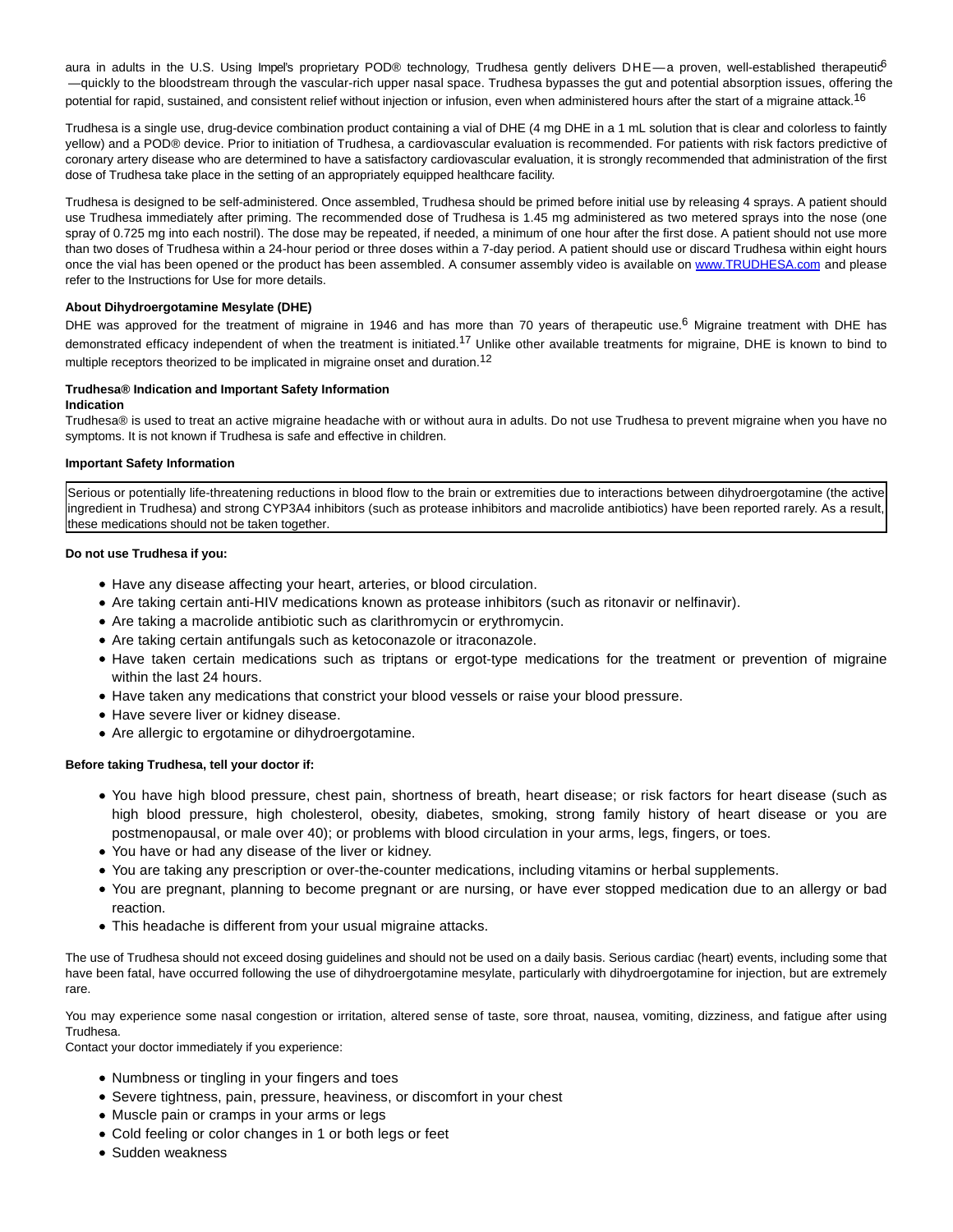aura in adults in the U.S. Using Impel's proprietary POD® technology, Trudhesa gently delivers DHE—a proven, well-established therapeutic[6] —quickly to the bloodstream through the vascular-rich upper nasal space. Trudhesa bypasses the gut and potential absorption issues, offering the potential for rapid, sustained, and consistent relief without injection or infusion, even when administered hours after the start of a migraine attack.[16]

Trudhesa is a single use, drug-device combination product containing a vial of DHE (4 mg DHE in a 1 mL solution that is clear and colorless to faintly yellow) and a POD® device. Prior to initiation of Trudhesa, a cardiovascular evaluation is recommended. For patients with risk factors predictive of coronary artery disease who are determined to have a satisfactory cardiovascular evaluation, it is strongly recommended that administration of the first dose of Trudhesa take place in the setting of an appropriately equipped healthcare facility.

Trudhesa is designed to be self-administered. Once assembled, Trudhesa should be primed before initial use by releasing 4 sprays. A patient should use Trudhesa immediately after priming. The recommended dose of Trudhesa is 1.45 mg administered as two metered sprays into the nose (one spray of 0.725 mg into each nostril). The dose may be repeated, if needed, a minimum of one hour after the first dose. A patient should not use more than two doses of Trudhesa within a 24-hour period or three doses within a 7-day period. A patient should use or discard Trudhesa within eight hours once the vial has been opened or the product has been assembled. A consumer assembly video is available on www.TRUDHESA.com and please refer to the Instructions for Use for more details.

**About Dihydroergotamine Mesylate (DHE)**

DHE was approved for the treatment of migraine in 1946 and has more than 70 years of therapeutic use.[6] Migraine treatment with DHE has demonstrated efficacy independent of when the treatment is initiated.[17] Unlike other available treatments for migraine, DHE is known to bind to multiple receptors theorized to be implicated in migraine onset and duration.[12]

**Trudhesa® Indication and Important Safety Information**

**Indication**

Trudhesa® is used to treat an active migraine headache with or without aura in adults. Do not use Trudhesa to prevent migraine when you have no symptoms. It is not known if Trudhesa is safe and effective in children.

**Important Safety Information**

Serious or potentially life-threatening reductions in blood flow to the brain or extremities due to interactions between dihydroergotamine (the active ingredient in Trudhesa) and strong CYP3A4 inhibitors (such as protease inhibitors and macrolide antibiotics) have been reported rarely. As a result, these medications should not be taken together.

**Do not use Trudhesa if you:**

- Have any disease affecting your heart, arteries, or blood circulation.
- Are taking certain anti-HIV medications known as protease inhibitors (such as ritonavir or nelfinavir).
- Are taking a macrolide antibiotic such as clarithromycin or erythromycin.
- Are taking certain antifungals such as ketoconazole or itraconazole.
- Have taken certain medications such as triptans or ergot-type medications for the treatment or prevention of migraine within the last 24 hours.
- Have taken any medications that constrict your blood vessels or raise your blood pressure.
- Have severe liver or kidney disease.
- Are allergic to ergotamine or dihydroergotamine.

**Before taking Trudhesa, tell your doctor if:**

- You have high blood pressure, chest pain, shortness of breath, heart disease; or risk factors for heart disease (such as high blood pressure, high cholesterol, obesity, diabetes, smoking, strong family history of heart disease or you are postmenopausal, or male over 40); or problems with blood circulation in your arms, legs, fingers, or toes.
- You have or had any disease of the liver or kidney.
- You are taking any prescription or over-the-counter medications, including vitamins or herbal supplements.
- You are pregnant, planning to become pregnant or are nursing, or have ever stopped medication due to an allergy or bad reaction.
- This headache is different from your usual migraine attacks.

The use of Trudhesa should not exceed dosing guidelines and should not be used on a daily basis. Serious cardiac (heart) events, including some that have been fatal, have occurred following the use of dihydroergotamine mesylate, particularly with dihydroergotamine for injection, but are extremely rare.

You may experience some nasal congestion or irritation, altered sense of taste, sore throat, nausea, vomiting, dizziness, and fatigue after using Trudhesa.

Contact your doctor immediately if you experience:

- Numbness or tingling in your fingers and toes
- Severe tightness, pain, pressure, heaviness, or discomfort in your chest
- Muscle pain or cramps in your arms or legs
- Cold feeling or color changes in 1 or both legs or feet
- Sudden weakness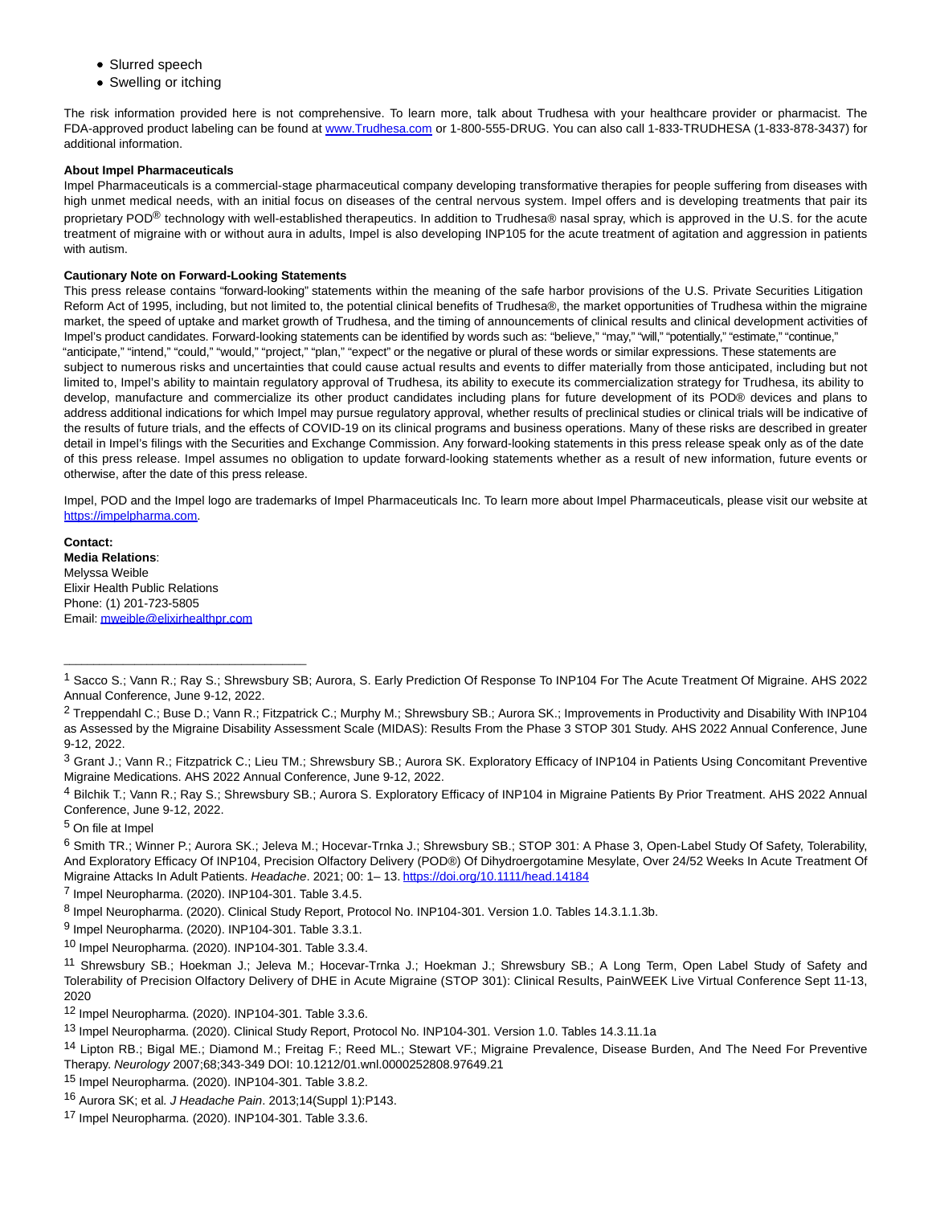- Slurred speech
- Swelling or itching

The risk information provided here is not comprehensive. To learn more, talk about Trudhesa with your healthcare provider or pharmacist. The FDA-approved product labeling can be found at www.Trudhesa.com or 1-800-555-DRUG. You can also call 1-833-TRUDHESA (1-833-878-3437) for additional information.

**About Impel Pharmaceuticals**

Impel Pharmaceuticals is a commercial-stage pharmaceutical company developing transformative therapies for people suffering from diseases with high unmet medical needs, with an initial focus on diseases of the central nervous system. Impel offers and is developing treatments that pair its proprietary POD® technology with well-established therapeutics. In addition to Trudhesa® nasal spray, which is approved in the U.S. for the acute treatment of migraine with or without aura in adults, Impel is also developing INP105 for the acute treatment of agitation and aggression in patients with autism.

**Cautionary Note on Forward-Looking Statements**

This press release contains "forward-looking" statements within the meaning of the safe harbor provisions of the U.S. Private Securities Litigation Reform Act of 1995, including, but not limited to, the potential clinical benefits of Trudhesa®, the market opportunities of Trudhesa within the migraine market, the speed of uptake and market growth of Trudhesa, and the timing of announcements of clinical results and clinical development activities of Impel's product candidates. Forward-looking statements can be identified by words such as: "believe," "may," "will," "potentially," "estimate," "continue," "anticipate," "intend," "could," "would," "project," "plan," "expect" or the negative or plural of these words or similar expressions. These statements are subject to numerous risks and uncertainties that could cause actual results and events to differ materially from those anticipated, including but not limited to, Impel's ability to maintain regulatory approval of Trudhesa, its ability to execute its commercialization strategy for Trudhesa, its ability to develop, manufacture and commercialize its other product candidates including plans for future development of its POD® devices and plans to address additional indications for which Impel may pursue regulatory approval, whether results of preclinical studies or clinical trials will be indicative of the results of future trials, and the effects of COVID-19 on its clinical programs and business operations. Many of these risks are described in greater detail in Impel's filings with the Securities and Exchange Commission. Any forward-looking statements in this press release speak only as of the date of this press release. Impel assumes no obligation to update forward-looking statements whether as a result of new information, future events or otherwise, after the date of this press release.

Impel, POD and the Impel logo are trademarks of Impel Pharmaceuticals Inc. To learn more about Impel Pharmaceuticals, please visit our website at https://impelpharma.com.

**Contact:**
**Media Relations**:
Melyssa Weible
Elixir Health Public Relations
Phone: (1) 201-723-5805
Email: mweible@elixirhealthpr.com

---

[1] Sacco S.; Vann R.; Ray S.; Shrewsbury SB; Aurora, S. Early Prediction Of Response To INP104 For The Acute Treatment Of Migraine. AHS 2022 Annual Conference, June 9-12, 2022.

[2] Treppendahl C.; Buse D.; Vann R.; Fitzpatrick C.; Murphy M.; Shrewsbury SB.; Aurora SK.; Improvements in Productivity and Disability With INP104 as Assessed by the Migraine Disability Assessment Scale (MIDAS): Results From the Phase 3 STOP 301 Study. AHS 2022 Annual Conference, June 9-12, 2022.

[3] Grant J.; Vann R.; Fitzpatrick C.; Lieu TM.; Shrewsbury SB.; Aurora SK. Exploratory Efficacy of INP104 in Patients Using Concomitant Preventive Migraine Medications. AHS 2022 Annual Conference, June 9-12, 2022.

[4] Bilchik T.; Vann R.; Ray S.; Shrewsbury SB.; Aurora S. Exploratory Efficacy of INP104 in Migraine Patients By Prior Treatment. AHS 2022 Annual Conference, June 9-12, 2022.

[5] On file at Impel

[6] Smith TR.; Winner P.; Aurora SK.; Jeleva M.; Hocevar-Trnka J.; Shrewsbury SB.; STOP 301: A Phase 3, Open-Label Study Of Safety, Tolerability, And Exploratory Efficacy Of INP104, Precision Olfactory Delivery (POD®) Of Dihydroergotamine Mesylate, Over 24/52 Weeks In Acute Treatment Of Migraine Attacks In Adult Patients. *Headache*. 2021; 00: 1– 13. https://doi.org/10.1111/head.14184

[7] Impel Neuropharma. (2020). INP104-301. Table 3.4.5.

[8] Impel Neuropharma. (2020). Clinical Study Report, Protocol No. INP104-301. Version 1.0. Tables 14.3.1.1.3b.

[9] Impel Neuropharma. (2020). INP104-301. Table 3.3.1.

[10] Impel Neuropharma. (2020). INP104-301. Table 3.3.4.

[11] Shrewsbury SB.; Hoekman J.; Jeleva M.; Hocevar-Trnka J.; Hoekman J.; Shrewsbury SB.; A Long Term, Open Label Study of Safety and Tolerability of Precision Olfactory Delivery of DHE in Acute Migraine (STOP 301): Clinical Results, PainWEEK Live Virtual Conference Sept 11-13, 2020

[12] Impel Neuropharma. (2020). INP104-301. Table 3.3.6.

[13] Impel Neuropharma. (2020). Clinical Study Report, Protocol No. INP104-301. Version 1.0. Tables 14.3.11.1a

[14] Lipton RB.; Bigal ME.; Diamond M.; Freitag F.; Reed ML.; Stewart VF.; Migraine Prevalence, Disease Burden, And The Need For Preventive Therapy. *Neurology* 2007;68;343-349 DOI: 10.1212/01.wnl.0000252808.97649.21

[15] Impel Neuropharma. (2020). INP104-301. Table 3.8.2.

[16] Aurora SK; et al. *J Headache Pain*. 2013;14(Suppl 1):P143.

[17] Impel Neuropharma. (2020). INP104-301. Table 3.3.6.